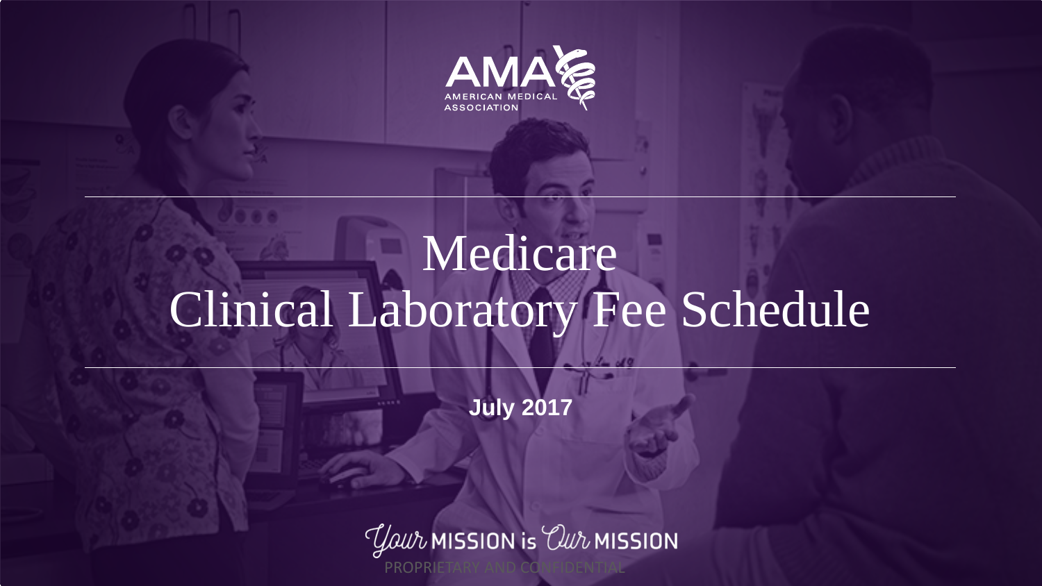AMERICAN MEDICAL ASSOCIATION

# Medicare Clinical Laboratory Fee Schedule

**July 2017**

Your MISSION is Our MISSION

PROPRIETARY AND CONFIDENTIAL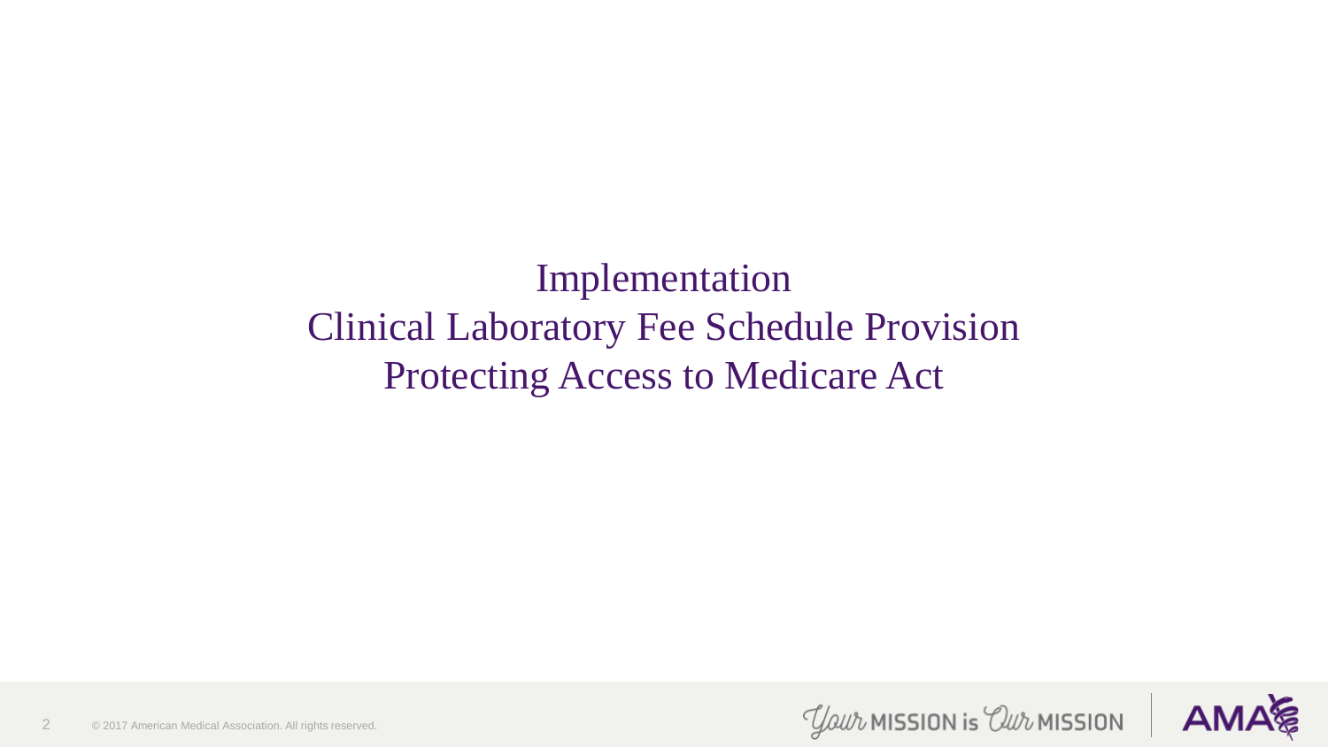# Implementation
# Clinical Laboratory Fee Schedule Provision
# Protecting Access to Medicare Act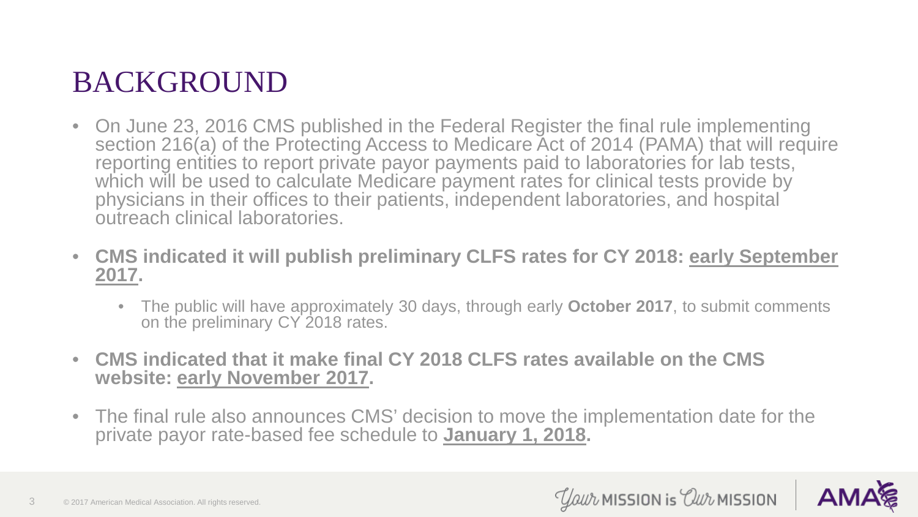# BACKGROUND

- On June 23, 2016 CMS published in the Federal Register the final rule implementing section 216(a) of the Protecting Access to Medicare Act of 2014 (PAMA) that will require reporting entities to report private payor payments paid to laboratories for lab tests, which will be used to calculate Medicare payment rates for clinical tests provide by physicians in their offices to their patients, independent laboratories, and hospital outreach clinical laboratories.
- **CMS indicated it will publish preliminary CLFS rates for CY 2018: <u>early September 2017</u>.**
  - The public will have approximately 30 days, through early **October 2017**, to submit comments on the preliminary CY 2018 rates.
- **CMS indicated that it make final CY 2018 CLFS rates available on the CMS website: <u>early November 2017</u>.**
- The final rule also announces CMS' decision to move the implementation date for the private payor rate-based fee schedule to **<u>January 1, 2018</u>.**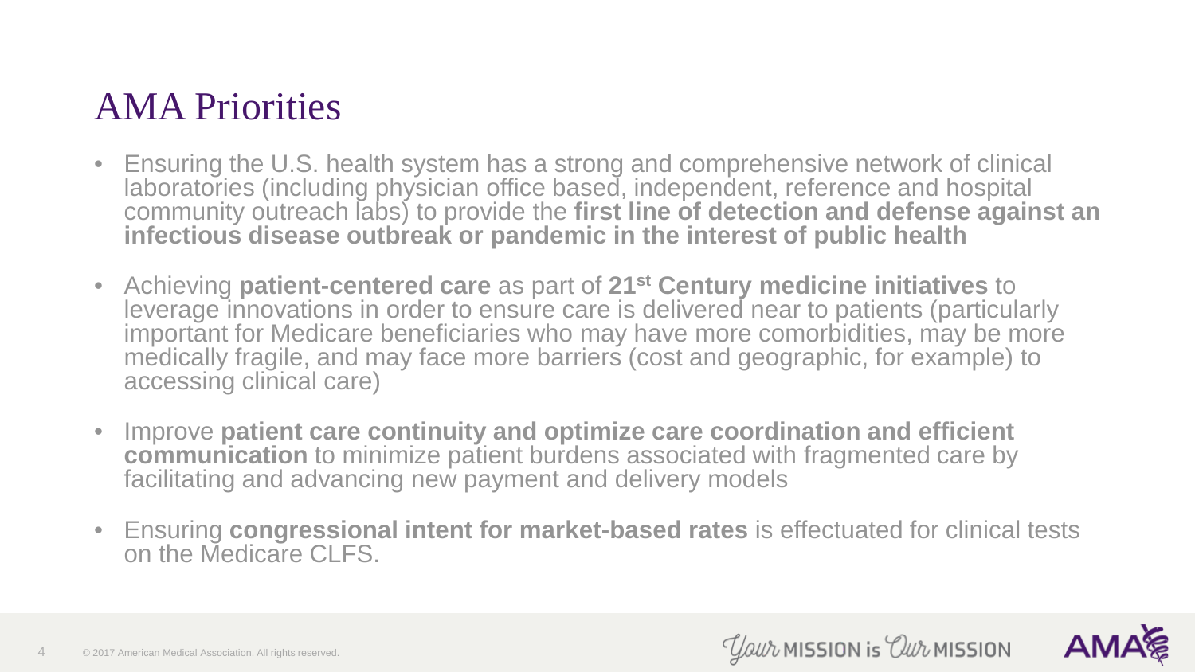# AMA Priorities

- Ensuring the U.S. health system has a strong and comprehensive network of clinical laboratories (including physician office based, independent, reference and hospital community outreach labs) to provide the **first line of detection and defense against an infectious disease outbreak or pandemic in the interest of public health**
- Achieving **patient-centered care** as part of **21st Century medicine initiatives** to leverage innovations in order to ensure care is delivered near to patients (particularly important for Medicare beneficiaries who may have more comorbidities, may be more medically fragile, and may face more barriers (cost and geographic, for example) to accessing clinical care)
- Improve **patient care continuity and optimize care coordination and efficient communication** to minimize patient burdens associated with fragmented care by facilitating and advancing new payment and delivery models
- Ensuring **congressional intent for market-based rates** is effectuated for clinical tests on the Medicare CLFS.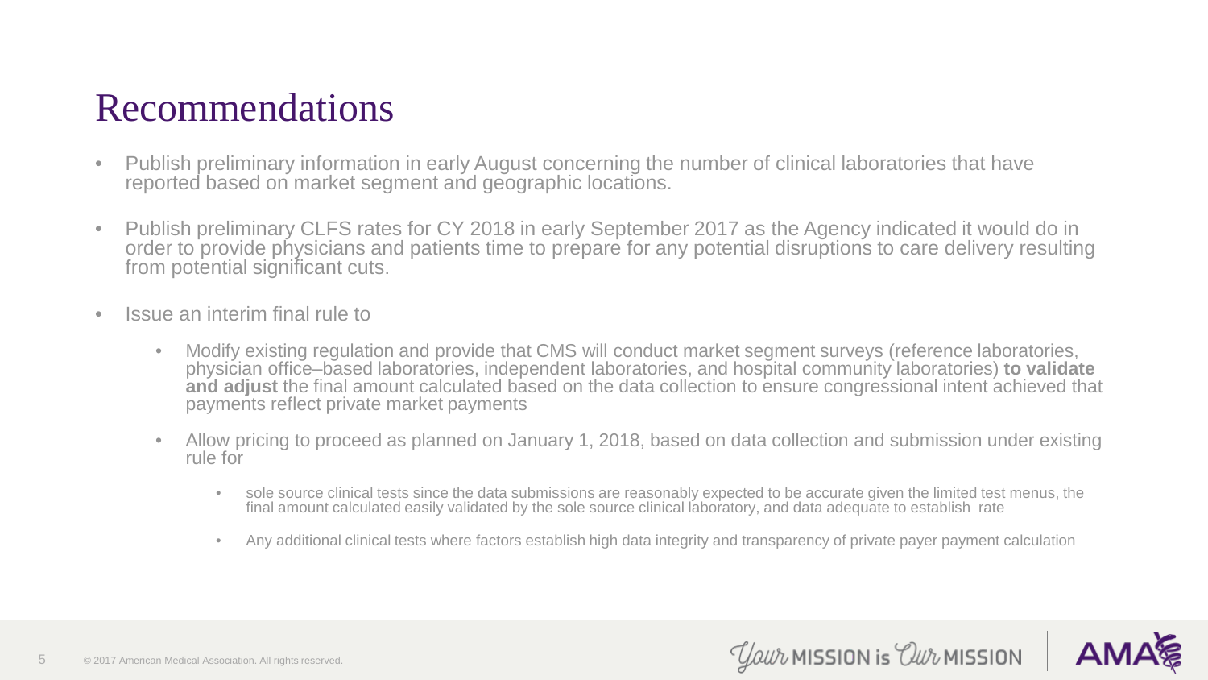# Recommendations

- Publish preliminary information in early August concerning the number of clinical laboratories that have reported based on market segment and geographic locations.
- Publish preliminary CLFS rates for CY 2018 in early September 2017 as the Agency indicated it would do in order to provide physicians and patients time to prepare for any potential disruptions to care delivery resulting from potential significant cuts.
- Issue an interim final rule to
  - Modify existing regulation and provide that CMS will conduct market segment surveys (reference laboratories, physician office–based laboratories, independent laboratories, and hospital community laboratories) **to validate and adjust** the final amount calculated based on the data collection to ensure congressional intent achieved that payments reflect private market payments
  - Allow pricing to proceed as planned on January 1, 2018, based on data collection and submission under existing rule for
    - sole source clinical tests since the data submissions are reasonably expected to be accurate given the limited test menus, the final amount calculated easily validated by the sole source clinical laboratory, and data adequate to establish rate
    - Any additional clinical tests where factors establish high data integrity and transparency of private payer payment calculation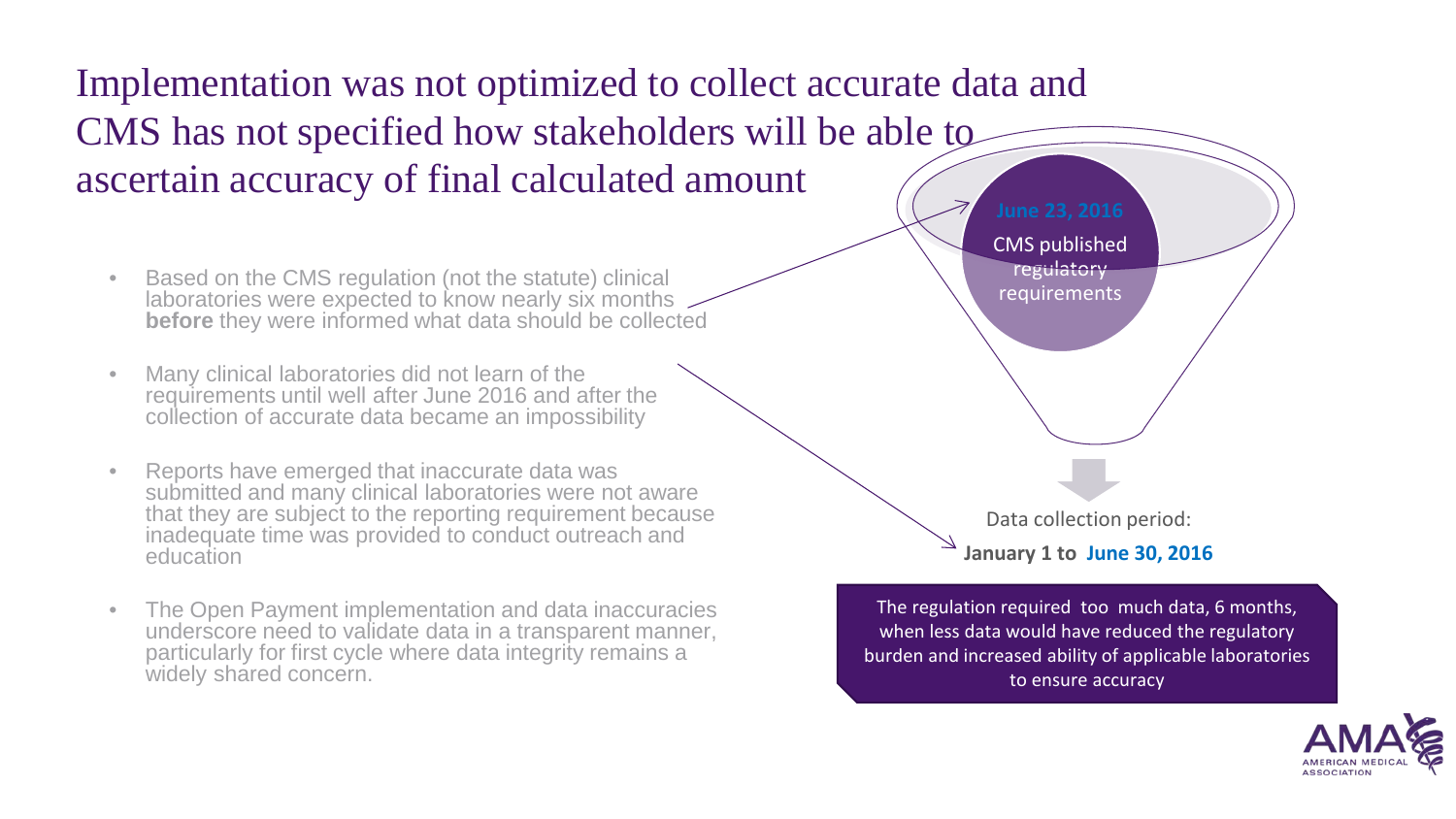# Implementation was not optimized to collect accurate data and CMS has not specified how stakeholders will be able to ascertain accuracy of final calculated amount

- Based on the CMS regulation (not the statute) clinical laboratories were expected to know nearly six months **before** they were informed what data should be collected
- Many clinical laboratories did not learn of the requirements until well after June 2016 and after the collection of accurate data became an impossibility
- Reports have emerged that inaccurate data was submitted and many clinical laboratories were not aware that they are subject to the reporting requirement because inadequate time was provided to conduct outreach and education
- The Open Payment implementation and data inaccuracies underscore need to validate data in a transparent manner, particularly for first cycle where data integrity remains a widely shared concern.

**June 23, 2016**

CMS published regulatory requirements

Data collection period:

**January 1 to June 30, 2016**

The regulation required too much data, 6 months, when less data would have reduced the regulatory burden and increased ability of applicable laboratories to ensure accuracy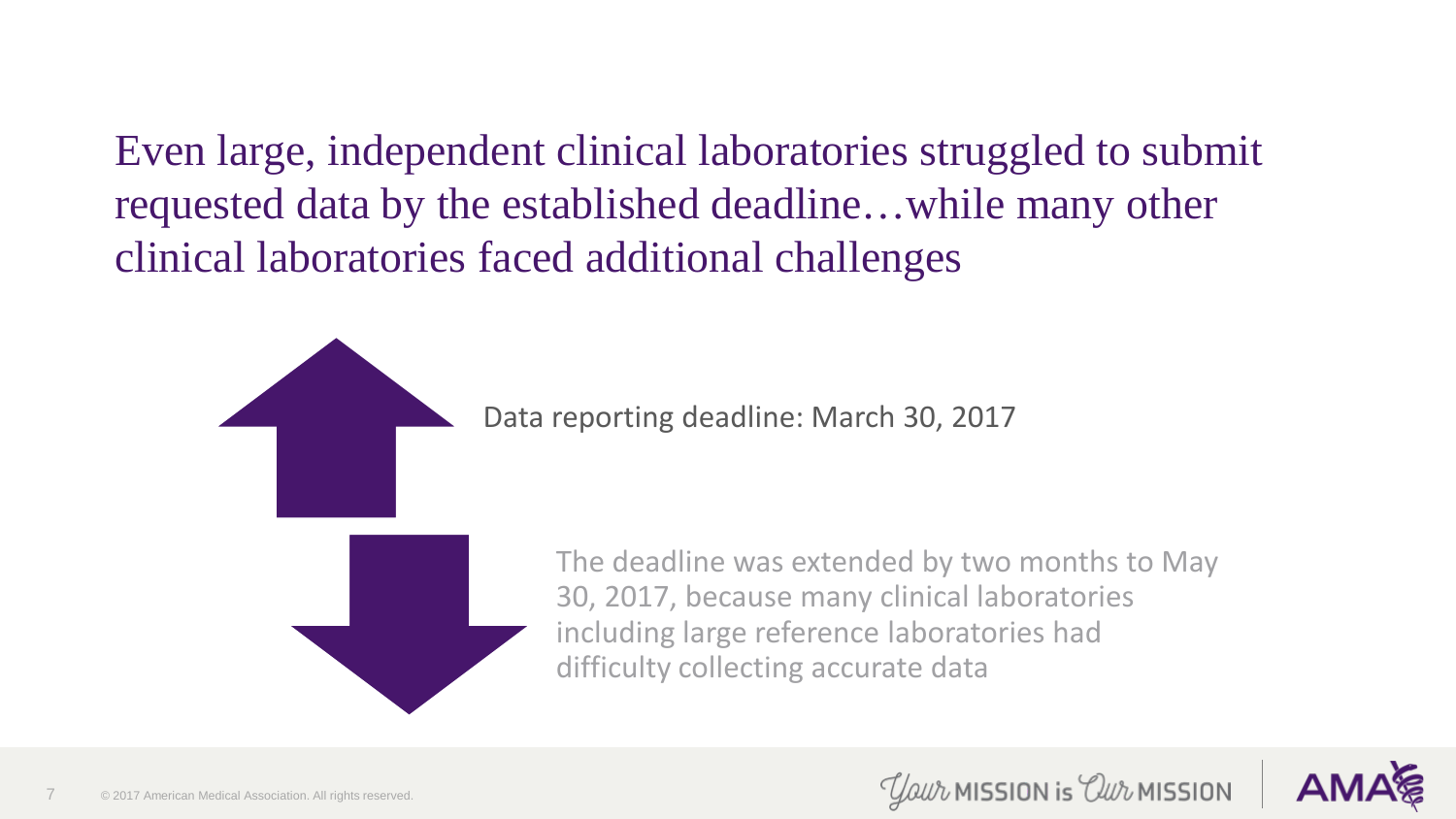# Even large, independent clinical laboratories struggled to submit requested data by the established deadline…while many other clinical laboratories faced additional challenges

Data reporting deadline: March 30, 2017

The deadline was extended by two months to May 30, 2017, because many clinical laboratories including large reference laboratories had difficulty collecting accurate data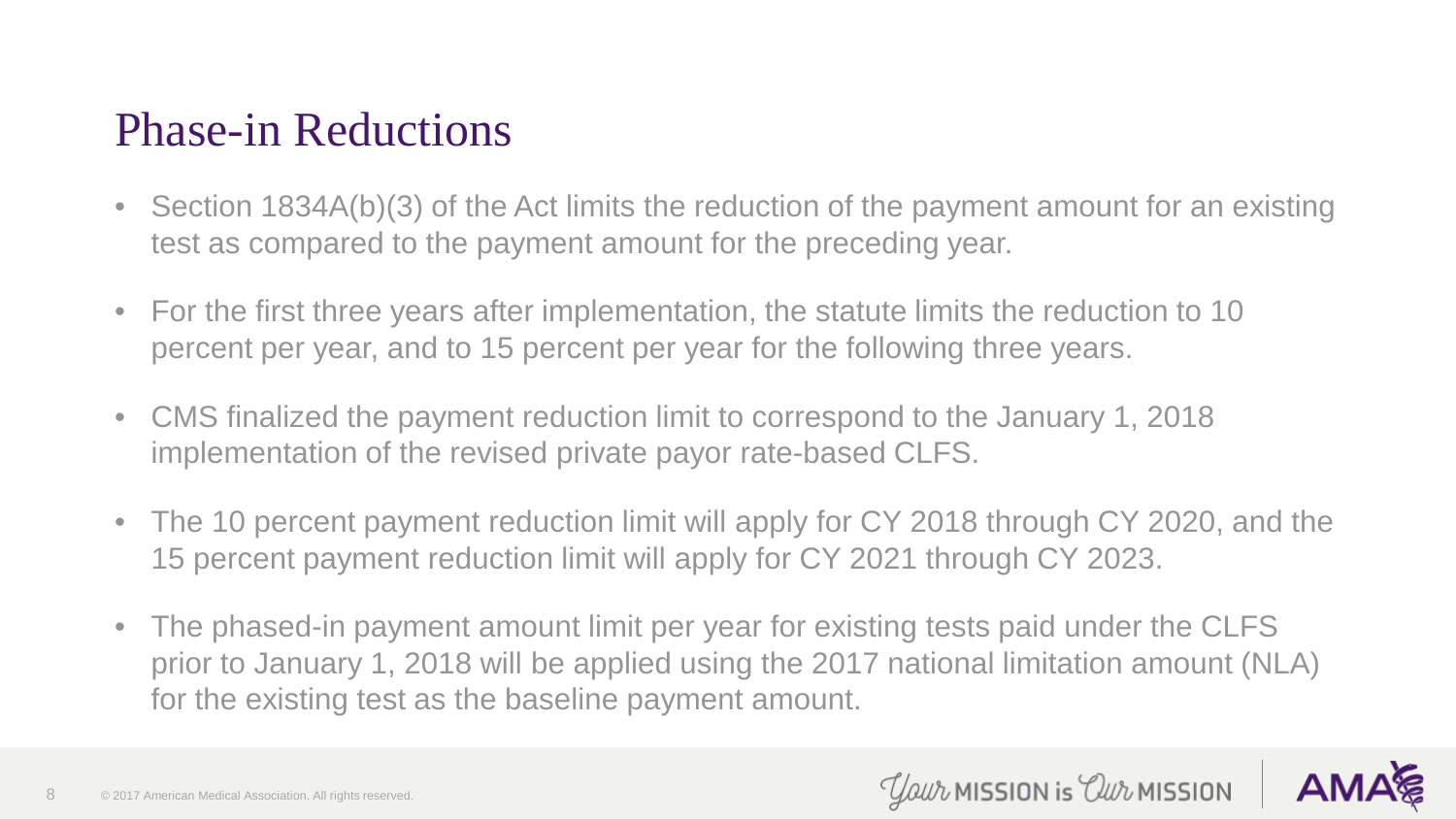# Phase-in Reductions

- Section 1834A(b)(3) of the Act limits the reduction of the payment amount for an existing test as compared to the payment amount for the preceding year.
- For the first three years after implementation, the statute limits the reduction to 10 percent per year, and to 15 percent per year for the following three years.
- CMS finalized the payment reduction limit to correspond to the January 1, 2018 implementation of the revised private payor rate-based CLFS.
- The 10 percent payment reduction limit will apply for CY 2018 through CY 2020, and the 15 percent payment reduction limit will apply for CY 2021 through CY 2023.
- The phased-in payment amount limit per year for existing tests paid under the CLFS prior to January 1, 2018 will be applied using the 2017 national limitation amount (NLA) for the existing test as the baseline payment amount.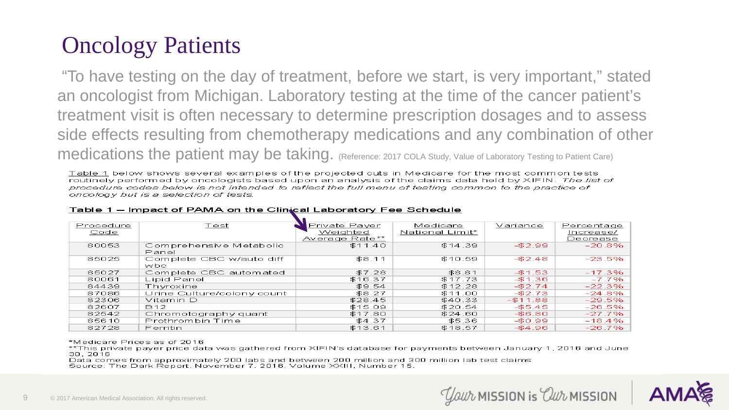# Oncology Patients

"To have testing on the day of treatment, before we start, is very important," stated an oncologist from Michigan. Laboratory testing at the time of the cancer patient's treatment visit is often necessary to determine prescription dosages and to assess side effects resulting from chemotherapy medications and any combination of other medications the patient may be taking. (Reference: 2017 COLA Study, Value of Laboratory Testing to Patient Care)

Table 1 below shows several examples of the projected cuts in Medicare for the most common tests routinely performed by oncologists based upon an analysis of the claims data held by XIFIN. *The list of procedure codes below is not intended to reflect the full menu of testing common to the practice of oncology but is a selection of tests.*

**Table 1 — Impact of PAMA on the Clinical Laboratory Fee Schedule**

| Procedure Code | Test | Private Payer Weighted Average Rate** | Medicare National Limit* | Variance | Percentage Increase/ Decrease |
|---|---|---|---|---|---|
| 80053 | Comprehensive Metabolic Panel | $11.40 | $14.39 | -$2.99 | -20.8% |
| 85025 | Complete CBC w/auto diff wbc | $8.11 | $10.59 | -$2.48 | -23.5% |
| 85027 | Complete CBC automated | $7.28 | $8.81 | -$1.53 | -17.3% |
| 80061 | Lipid Panel | $16.37 | $17.73 | -$1.36 | -7.7% |
| 84439 | Thyroxine | $9.54 | $12.28 | -$2.74 | -22.3% |
| 87086 | Urine Culture/colony count | $8.27 | $11.00 | -$2.73 | -24.8% |
| 82306 | Vitamin D | $28.45 | $40.33 | -$11.88 | -29.5% |
| 82607 | B12 | $15.09 | $20.54 | -$5.45 | -26.5% |
| 82542 | Chromatography quant | $17.80 | $24.60 | -$6.80 | -27.7% |
| 85610 | Prothrombin Time | $4.37 | $5.36 | -$0.99 | -18.4% |
| 82728 | Ferritin | $13.61 | $18.57 | -$4.96 | -26.7% |

*Medicare Prices as of 2016
**This private payer price data was gathered from XIFIN's database for payments between January 1, 2016 and June 30, 2016
Data comes from approximately 200 labs and between 200 million and 300 million lab test claims
Source: The Dark Report. November 7, 2016. Volume XXIII, Number 15.

© 2017 American Medical Association. All rights reserved.

*Your* MISSION is *Our* MISSION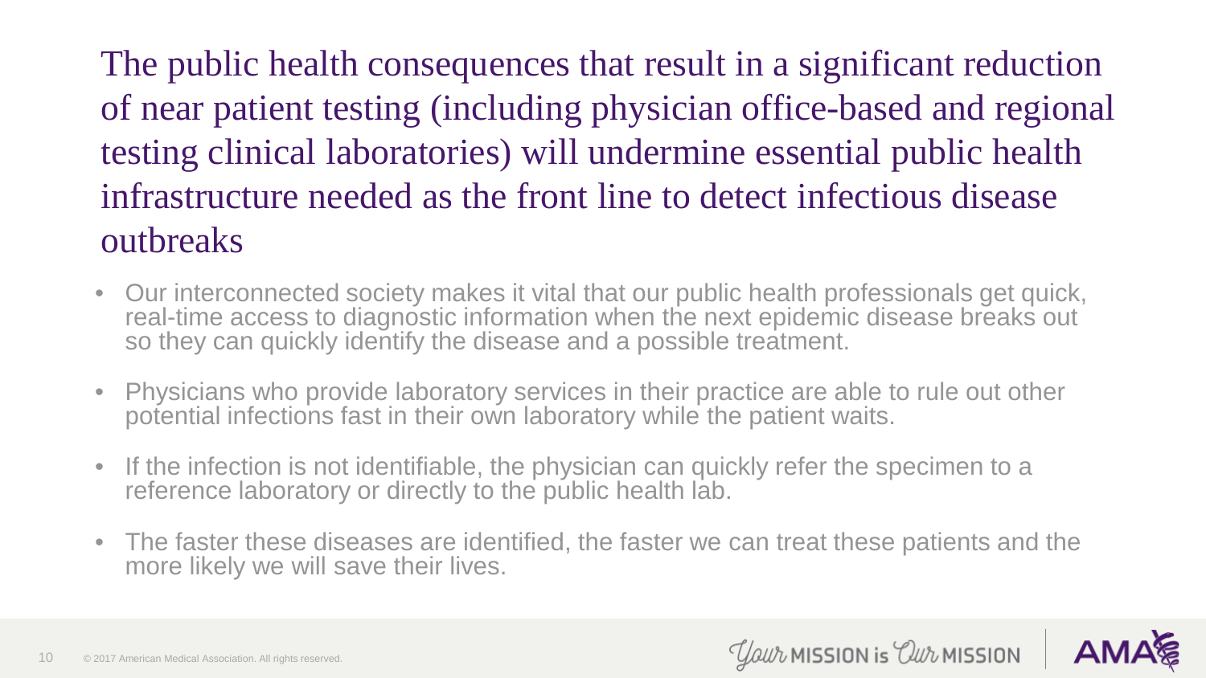# The public health consequences that result in a significant reduction of near patient testing (including physician office-based and regional testing clinical laboratories) will undermine essential public health infrastructure needed as the front line to detect infectious disease outbreaks

- Our interconnected society makes it vital that our public health professionals get quick, real-time access to diagnostic information when the next epidemic disease breaks out so they can quickly identify the disease and a possible treatment.
- Physicians who provide laboratory services in their practice are able to rule out other potential infections fast in their own laboratory while the patient waits.
- If the infection is not identifiable, the physician can quickly refer the specimen to a reference laboratory or directly to the public health lab.
- The faster these diseases are identified, the faster we can treat these patients and the more likely we will save their lives.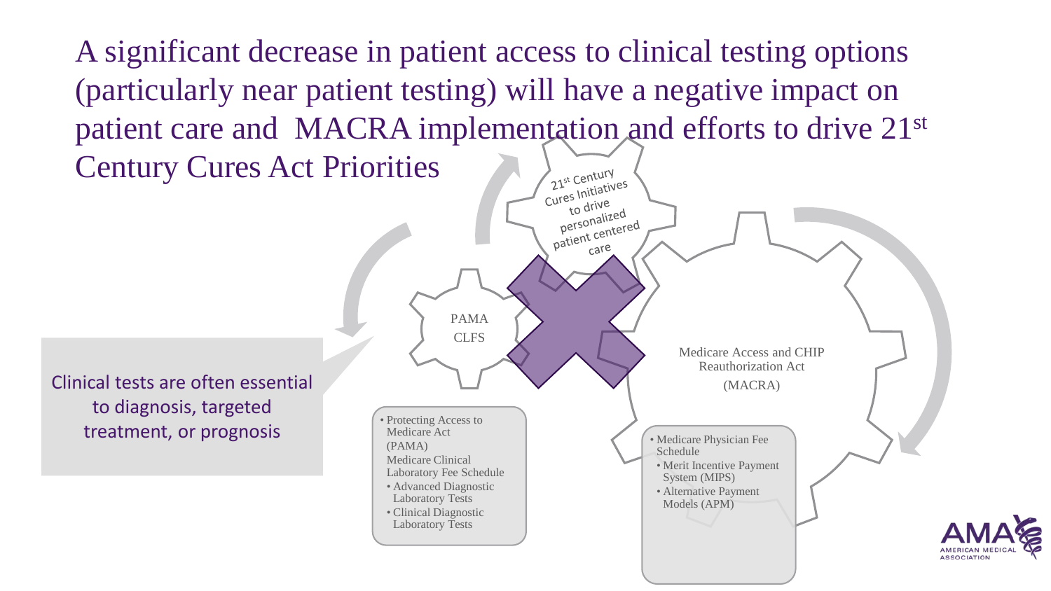# A significant decrease in patient access to clinical testing options (particularly near patient testing) will have a negative impact on patient care and MACRA implementation and efforts to drive 21st Century Cures Act Priorities

Clinical tests are often essential to diagnosis, targeted treatment, or prognosis

21st Century Cures Initiatives to drive personalized patient centered care

PAMA
CLFS

- Protecting Access to Medicare Act (PAMA)
  Medicare Clinical Laboratory Fee Schedule
  - Advanced Diagnostic Laboratory Tests
  - Clinical Diagnostic Laboratory Tests

Medicare Access and CHIP Reauthorization Act
(MACRA)

- Medicare Physician Fee Schedule
  - Merit Incentive Payment System (MIPS)
  - Alternative Payment Models (APM)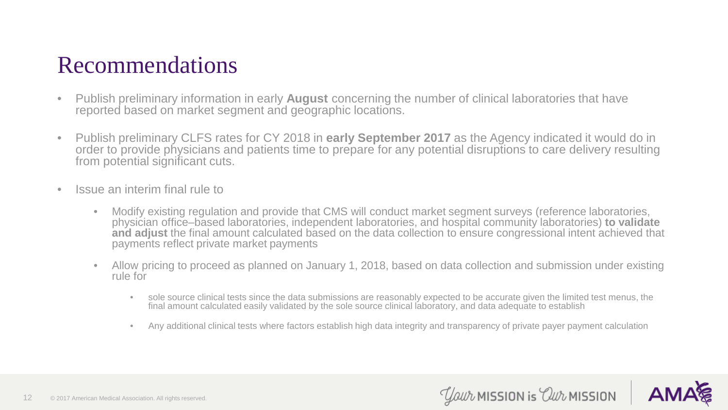# Recommendations

- Publish preliminary information in early **August** concerning the number of clinical laboratories that have reported based on market segment and geographic locations.

- Publish preliminary CLFS rates for CY 2018 in **early September 2017** as the Agency indicated it would do in order to provide physicians and patients time to prepare for any potential disruptions to care delivery resulting from potential significant cuts.

- Issue an interim final rule to

  - Modify existing regulation and provide that CMS will conduct market segment surveys (reference laboratories, physician office–based laboratories, independent laboratories, and hospital community laboratories) **to validate and adjust** the final amount calculated based on the data collection to ensure congressional intent achieved that payments reflect private market payments

  - Allow pricing to proceed as planned on January 1, 2018, based on data collection and submission under existing rule for

    - sole source clinical tests since the data submissions are reasonably expected to be accurate given the limited test menus, the final amount calculated easily validated by the sole source clinical laboratory, and data adequate to establish

    - Any additional clinical tests where factors establish high data integrity and transparency of private payer payment calculation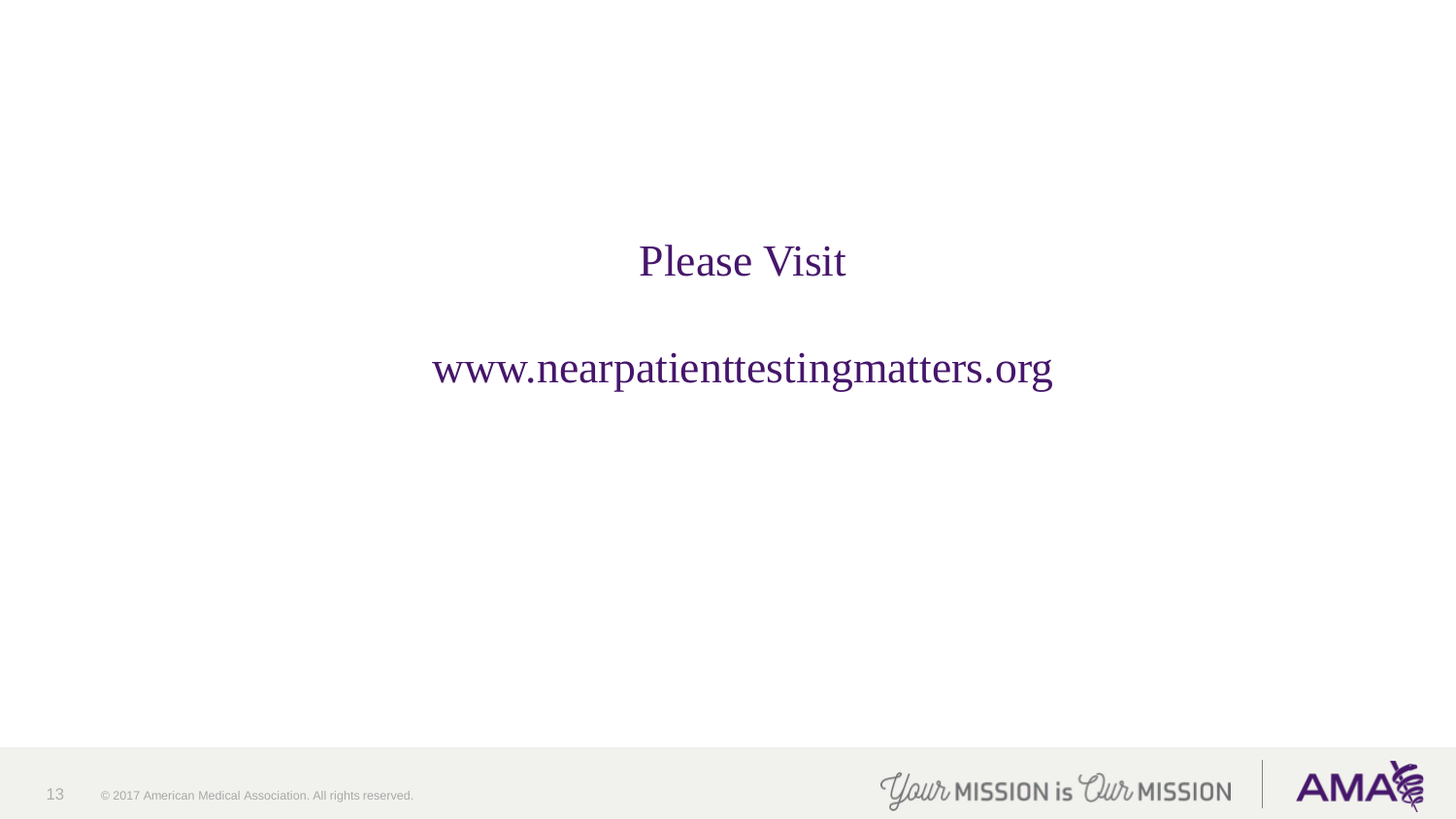Please Visit

www.nearpatienttestingmatters.org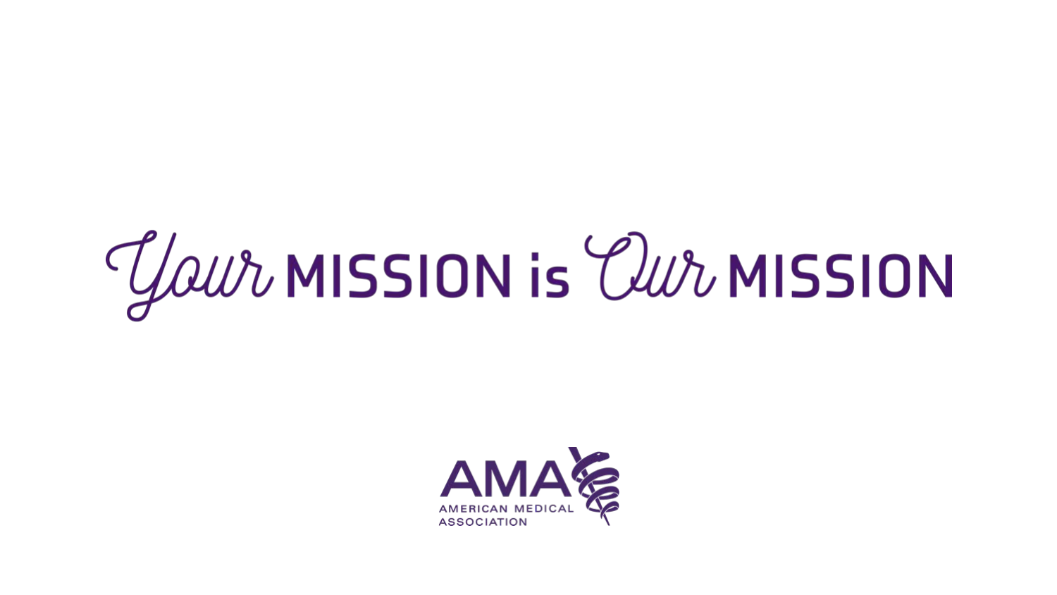# *Your* MISSION is *Our* MISSION

AMA

AMERICAN MEDICAL ASSOCIATION